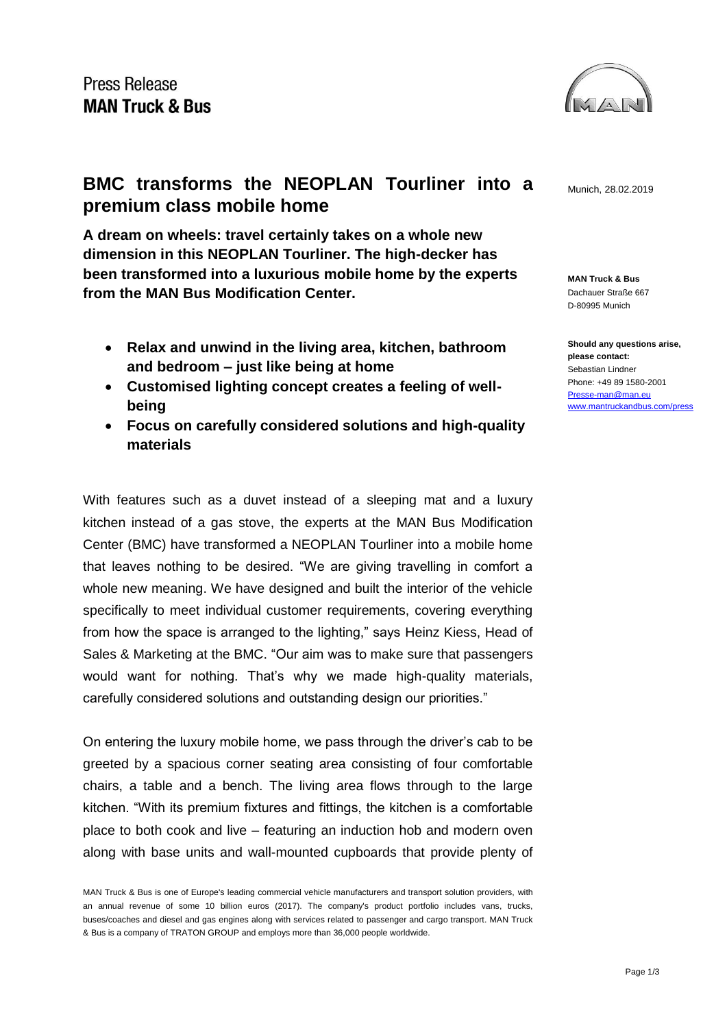Press Release
**MAN Truck & Bus**

# BMC transforms the NEOPLAN Tourliner into a premium class mobile home

Munich, 28.02.2019

**A dream on wheels: travel certainly takes on a whole new dimension in this NEOPLAN Tourliner. The high-decker has been transformed into a luxurious mobile home by the experts from the MAN Bus Modification Center.**

- **Relax and unwind in the living area, kitchen, bathroom and bedroom – just like being at home**
- **Customised lighting concept creates a feeling of well-being**
- **Focus on carefully considered solutions and high-quality materials**

With features such as a duvet instead of a sleeping mat and a luxury kitchen instead of a gas stove, the experts at the MAN Bus Modification Center (BMC) have transformed a NEOPLAN Tourliner into a mobile home that leaves nothing to be desired. "We are giving travelling in comfort a whole new meaning. We have designed and built the interior of the vehicle specifically to meet individual customer requirements, covering everything from how the space is arranged to the lighting," says Heinz Kiess, Head of Sales & Marketing at the BMC. "Our aim was to make sure that passengers would want for nothing. That's why we made high-quality materials, carefully considered solutions and outstanding design our priorities."

On entering the luxury mobile home, we pass through the driver's cab to be greeted by a spacious corner seating area consisting of four comfortable chairs, a table and a bench. The living area flows through to the large kitchen. "With its premium fixtures and fittings, the kitchen is a comfortable place to both cook and live – featuring an induction hob and modern oven along with base units and wall-mounted cupboards that provide plenty of

**MAN Truck & Bus**
Dachauer Straße 667
D-80995 Munich

**Should any questions arise, please contact:**
Sebastian Lindner
Phone: +49 89 1580-2001
Presse-man@man.eu
www.mantruckandbus.com/press

MAN Truck & Bus is one of Europe's leading commercial vehicle manufacturers and transport solution providers, with an annual revenue of some 10 billion euros (2017). The company's product portfolio includes vans, trucks, buses/coaches and diesel and gas engines along with services related to passenger and cargo transport. MAN Truck & Bus is a company of TRATON GROUP and employs more than 36,000 people worldwide.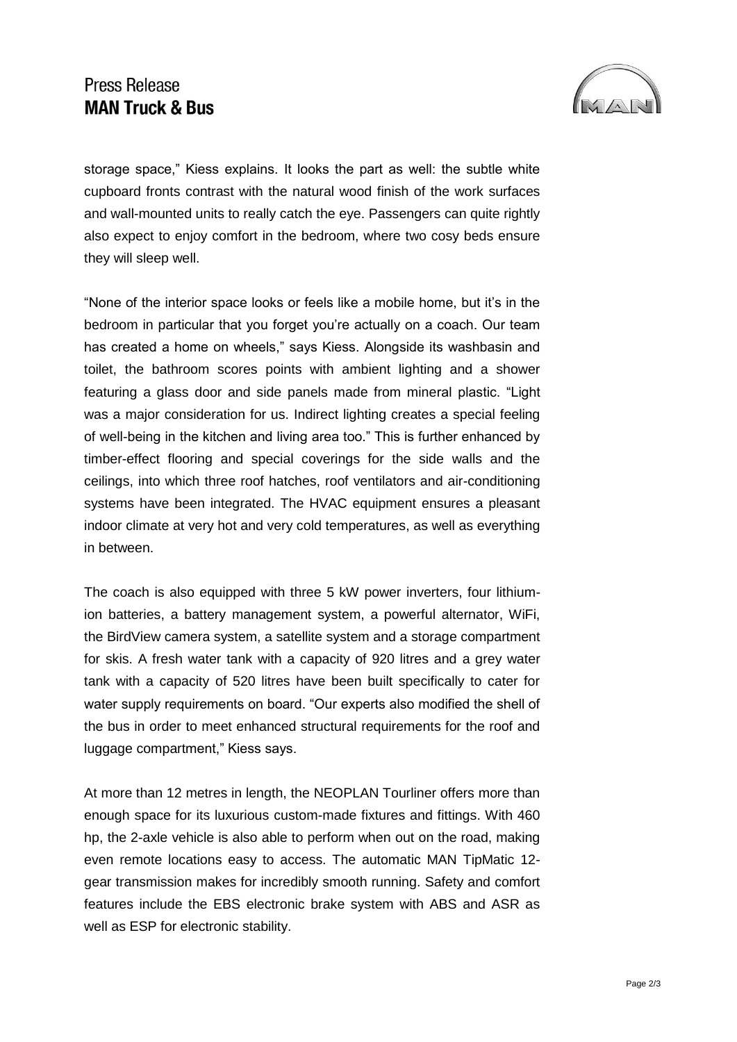storage space," Kiess explains. It looks the part as well: the subtle white cupboard fronts contrast with the natural wood finish of the work surfaces and wall-mounted units to really catch the eye. Passengers can quite rightly also expect to enjoy comfort in the bedroom, where two cosy beds ensure they will sleep well.

"None of the interior space looks or feels like a mobile home, but it's in the bedroom in particular that you forget you're actually on a coach. Our team has created a home on wheels," says Kiess. Alongside its washbasin and toilet, the bathroom scores points with ambient lighting and a shower featuring a glass door and side panels made from mineral plastic. "Light was a major consideration for us. Indirect lighting creates a special feeling of well-being in the kitchen and living area too." This is further enhanced by timber-effect flooring and special coverings for the side walls and the ceilings, into which three roof hatches, roof ventilators and air-conditioning systems have been integrated. The HVAC equipment ensures a pleasant indoor climate at very hot and very cold temperatures, as well as everything in between.

The coach is also equipped with three 5 kW power inverters, four lithium-ion batteries, a battery management system, a powerful alternator, WiFi, the BirdView camera system, a satellite system and a storage compartment for skis. A fresh water tank with a capacity of 920 litres and a grey water tank with a capacity of 520 litres have been built specifically to cater for water supply requirements on board. "Our experts also modified the shell of the bus in order to meet enhanced structural requirements for the roof and luggage compartment," Kiess says.

At more than 12 metres in length, the NEOPLAN Tourliner offers more than enough space for its luxurious custom-made fixtures and fittings. With 460 hp, the 2-axle vehicle is also able to perform when out on the road, making even remote locations easy to access. The automatic MAN TipMatic 12-gear transmission makes for incredibly smooth running. Safety and comfort features include the EBS electronic brake system with ABS and ASR as well as ESP for electronic stability.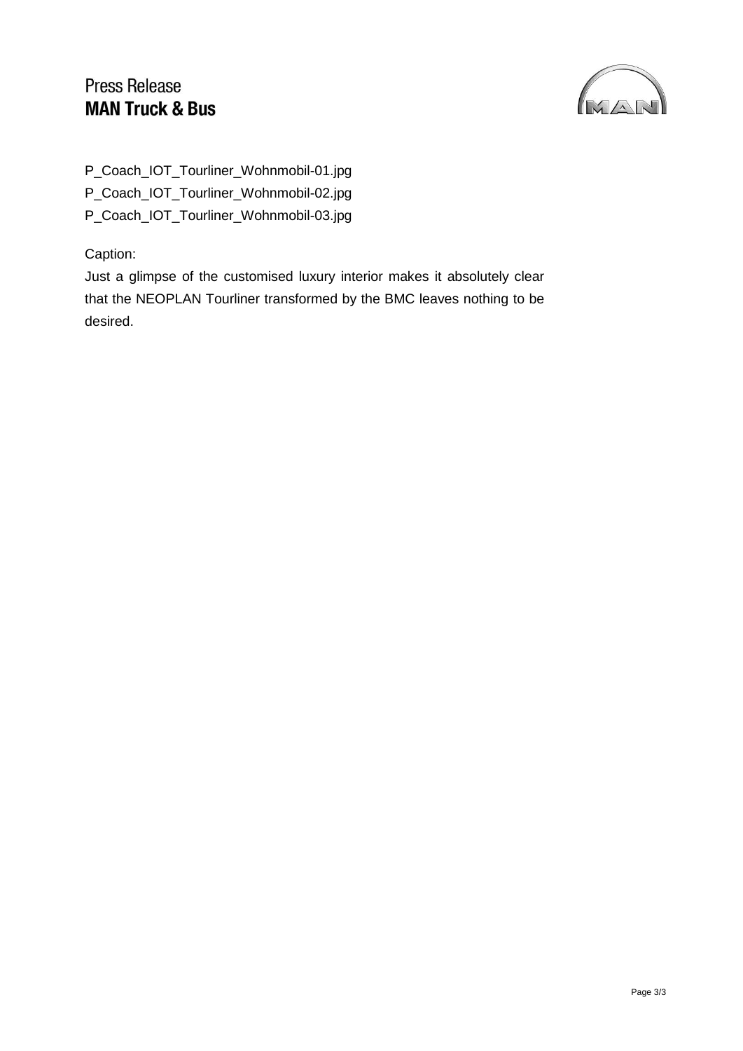P_Coach_IOT_Tourliner_Wohnmobil-01.jpg
P_Coach_IOT_Tourliner_Wohnmobil-02.jpg
P_Coach_IOT_Tourliner_Wohnmobil-03.jpg

Caption:
Just a glimpse of the customised luxury interior makes it absolutely clear that the NEOPLAN Tourliner transformed by the BMC leaves nothing to be desired.